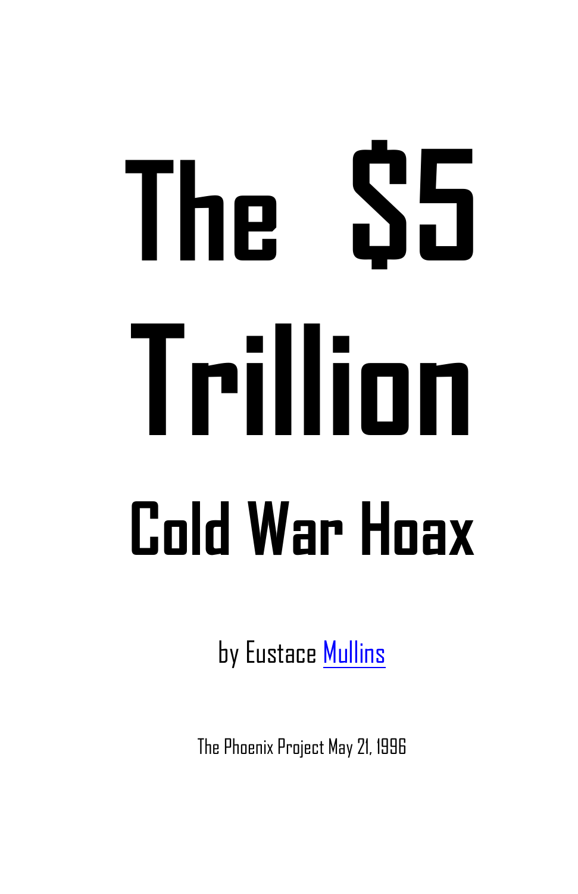# The $5 Trillion

# Cold War Hoax

by Eustace Mullins

The Phoenix Project May 21, 1996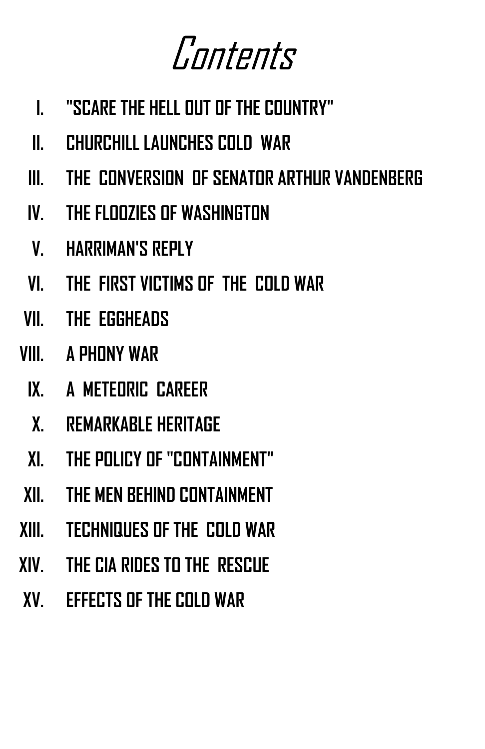# Contents

I. "SCARE THE HELL OUT OF THE COUNTRY"

II. CHURCHILL LAUNCHES COLD WAR

III. THE CONVERSION OF SENATOR ARTHUR VANDENBERG

IV. THE FLOOZIES OF WASHINGTON

V. HARRIMAN'S REPLY

VI. THE FIRST VICTIMS OF THE COLD WAR

VII. THE EGGHEADS

VIII. A PHONY WAR

IX. A METEORIC CAREER

X. REMARKABLE HERITAGE

XI. THE POLICY OF "CONTAINMENT"

XII. THE MEN BEHIND CONTAINMENT

XIII. TECHNIQUES OF THE COLD WAR

XIV. THE CIA RIDES TO THE RESCUE

XV. EFFECTS OF THE COLD WAR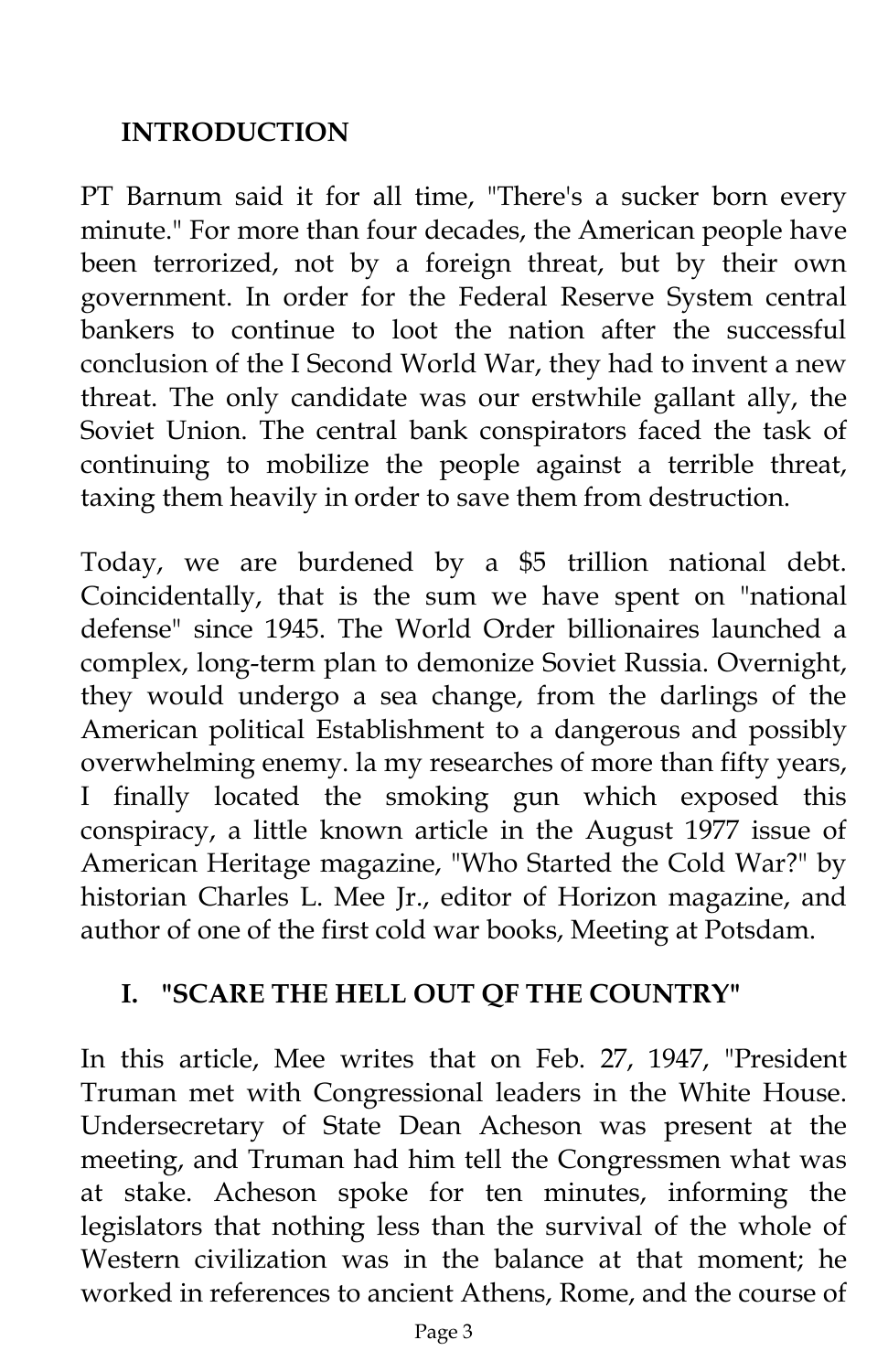## INTRODUCTION

PT Barnum said it for all time, "There's a sucker born every minute." For more than four decades, the American people have been terrorized, not by a foreign threat, but by their own government. In order for the Federal Reserve System central bankers to continue to loot the nation after the successful conclusion of the I Second World War, they had to invent a new threat. The only candidate was our erstwhile gallant ally, the Soviet Union. The central bank conspirators faced the task of continuing to mobilize the people against a terrible threat, taxing them heavily in order to save them from destruction.

Today, we are burdened by a $5 trillion national debt. Coincidentally, that is the sum we have spent on "national defense" since 1945. The World Order billionaires launched a complex, long-term plan to demonize Soviet Russia. Overnight, they would undergo a sea change, from the darlings of the American political Establishment to a dangerous and possibly overwhelming enemy. la my researches of more than fifty years, I finally located the smoking gun which exposed this conspiracy, a little known article in the August 1977 issue of American Heritage magazine, "Who Started the Cold War?" by historian Charles L. Mee Jr., editor of Horizon magazine, and author of one of the first cold war books, Meeting at Potsdam.

## I. "SCARE THE HELL OUT QF THE COUNTRY"

In this article, Mee writes that on Feb. 27, 1947, "President Truman met with Congressional leaders in the White House. Undersecretary of State Dean Acheson was present at the meeting, and Truman had him tell the Congressmen what was at stake. Acheson spoke for ten minutes, informing the legislators that nothing less than the survival of the whole of Western civilization was in the balance at that moment; he worked in references to ancient Athens, Rome, and the course of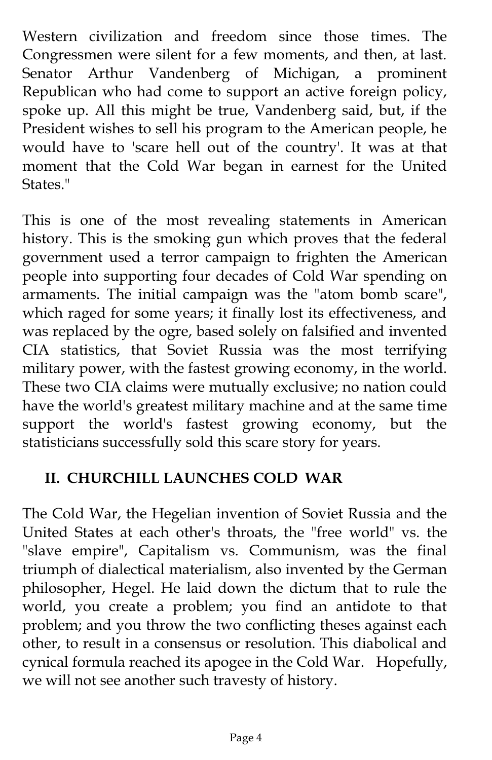Western civilization and freedom since those times. The Congressmen were silent for a few moments, and then, at last. Senator Arthur Vandenberg of Michigan, a prominent Republican who had come to support an active foreign policy, spoke up. All this might be true, Vandenberg said, but, if the President wishes to sell his program to the American people, he would have to 'scare hell out of the country'. It was at that moment that the Cold War began in earnest for the United States."

This is one of the most revealing statements in American history. This is the smoking gun which proves that the federal government used a terror campaign to frighten the American people into supporting four decades of Cold War spending on armaments. The initial campaign was the "atom bomb scare", which raged for some years; it finally lost its effectiveness, and was replaced by the ogre, based solely on falsified and invented CIA statistics, that Soviet Russia was the most terrifying military power, with the fastest growing economy, in the world. These two CIA claims were mutually exclusive; no nation could have the world's greatest military machine and at the same time support the world's fastest growing economy, but the statisticians successfully sold this scare story for years.

## II. CHURCHILL LAUNCHES COLD WAR

The Cold War, the Hegelian invention of Soviet Russia and the United States at each other's throats, the "free world" vs. the "slave empire", Capitalism vs. Communism, was the final triumph of dialectical materialism, also invented by the German philosopher, Hegel. He laid down the dictum that to rule the world, you create a problem; you find an antidote to that problem; and you throw the two conflicting theses against each other, to result in a consensus or resolution. This diabolical and cynical formula reached its apogee in the Cold War. Hopefully, we will not see another such travesty of history.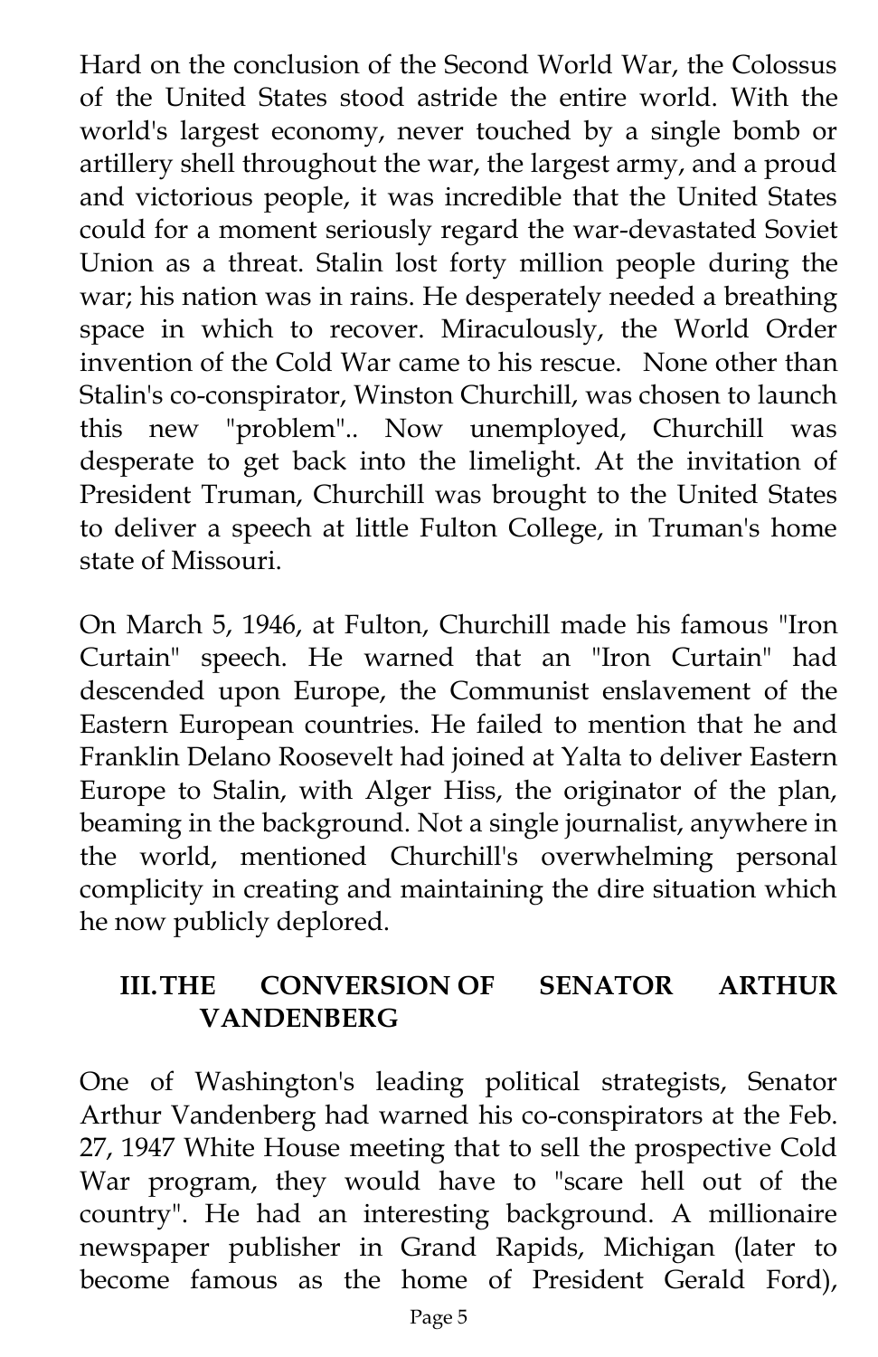Hard on the conclusion of the Second World War, the Colossus of the United States stood astride the entire world. With the world's largest economy, never touched by a single bomb or artillery shell throughout the war, the largest army, and a proud and victorious people, it was incredible that the United States could for a moment seriously regard the war-devastated Soviet Union as a threat. Stalin lost forty million people during the war; his nation was in rains. He desperately needed a breathing space in which to recover. Miraculously, the World Order invention of the Cold War came to his rescue. None other than Stalin's co-conspirator, Winston Churchill, was chosen to launch this new "problem".. Now unemployed, Churchill was desperate to get back into the limelight. At the invitation of President Truman, Churchill was brought to the United States to deliver a speech at little Fulton College, in Truman's home state of Missouri.

On March 5, 1946, at Fulton, Churchill made his famous "Iron Curtain" speech. He warned that an "Iron Curtain" had descended upon Europe, the Communist enslavement of the Eastern European countries. He failed to mention that he and Franklin Delano Roosevelt had joined at Yalta to deliver Eastern Europe to Stalin, with Alger Hiss, the originator of the plan, beaming in the background. Not a single journalist, anywhere in the world, mentioned Churchill's overwhelming personal complicity in creating and maintaining the dire situation which he now publicly deplored.

## III. THE CONVERSION OF SENATOR ARTHUR VANDENBERG

One of Washington's leading political strategists, Senator Arthur Vandenberg had warned his co-conspirators at the Feb. 27, 1947 White House meeting that to sell the prospective Cold War program, they would have to "scare hell out of the country". He had an interesting background. A millionaire newspaper publisher in Grand Rapids, Michigan (later to become famous as the home of President Gerald Ford),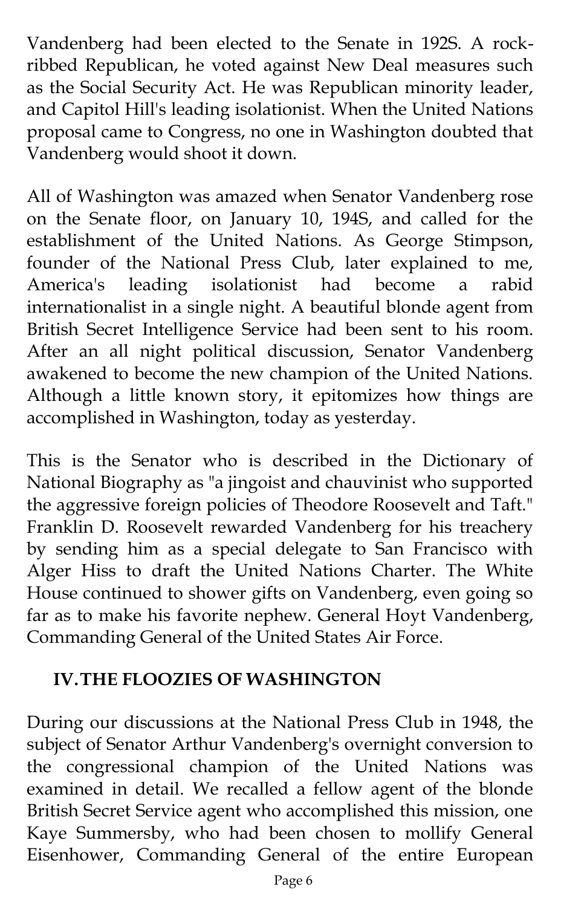Vandenberg had been elected to the Senate in 192S. A rock-ribbed Republican, he voted against New Deal measures such as the Social Security Act. He was Republican minority leader, and Capitol Hill's leading isolationist. When the United Nations proposal came to Congress, no one in Washington doubted that Vandenberg would shoot it down.

All of Washington was amazed when Senator Vandenberg rose on the Senate floor, on January 10, 194S, and called for the establishment of the United Nations. As George Stimpson, founder of the National Press Club, later explained to me, America's leading isolationist had become a rabid internationalist in a single night. A beautiful blonde agent from British Secret Intelligence Service had been sent to his room. After an all night political discussion, Senator Vandenberg awakened to become the new champion of the United Nations. Although a little known story, it epitomizes how things are accomplished in Washington, today as yesterday.

This is the Senator who is described in the Dictionary of National Biography as "a jingoist and chauvinist who supported the aggressive foreign policies of Theodore Roosevelt and Taft." Franklin D. Roosevelt rewarded Vandenberg for his treachery by sending him as a special delegate to San Francisco with Alger Hiss to draft the United Nations Charter. The White House continued to shower gifts on Vandenberg, even going so far as to make his favorite nephew. General Hoyt Vandenberg, Commanding General of the United States Air Force.

## IV. THE FLOOZIES OF WASHINGTON

During our discussions at the National Press Club in 1948, the subject of Senator Arthur Vandenberg's overnight conversion to the congressional champion of the United Nations was examined in detail. We recalled a fellow agent of the blonde British Secret Service agent who accomplished this mission, one Kaye Summersby, who had been chosen to mollify General Eisenhower, Commanding General of the entire European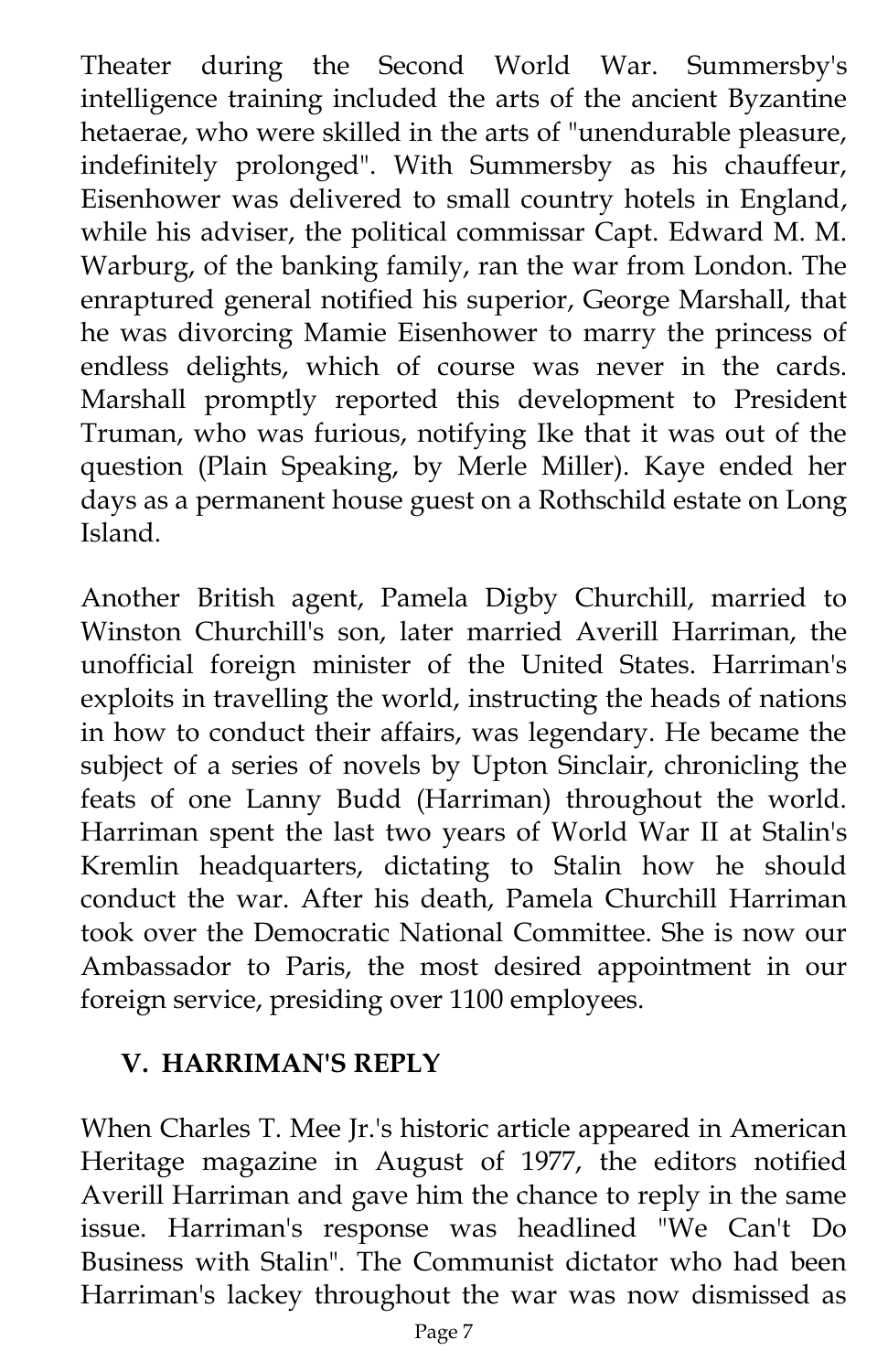Theater during the Second World War. Summersby's intelligence training included the arts of the ancient Byzantine hetaerae, who were skilled in the arts of "unendurable pleasure, indefinitely prolonged". With Summersby as his chauffeur, Eisenhower was delivered to small country hotels in England, while his adviser, the political commissar Capt. Edward M. M. Warburg, of the banking family, ran the war from London. The enraptured general notified his superior, George Marshall, that he was divorcing Mamie Eisenhower to marry the princess of endless delights, which of course was never in the cards. Marshall promptly reported this development to President Truman, who was furious, notifying Ike that it was out of the question (Plain Speaking, by Merle Miller). Kaye ended her days as a permanent house guest on a Rothschild estate on Long Island.

Another British agent, Pamela Digby Churchill, married to Winston Churchill's son, later married Averill Harriman, the unofficial foreign minister of the United States. Harriman's exploits in travelling the world, instructing the heads of nations in how to conduct their affairs, was legendary. He became the subject of a series of novels by Upton Sinclair, chronicling the feats of one Lanny Budd (Harriman) throughout the world. Harriman spent the last two years of World War II at Stalin's Kremlin headquarters, dictating to Stalin how he should conduct the war. After his death, Pamela Churchill Harriman took over the Democratic National Committee. She is now our Ambassador to Paris, the most desired appointment in our foreign service, presiding over 1100 employees.

## V. HARRIMAN'S REPLY

When Charles T. Mee Jr.'s historic article appeared in American Heritage magazine in August of 1977, the editors notified Averill Harriman and gave him the chance to reply in the same issue. Harriman's response was headlined "We Can't Do Business with Stalin". The Communist dictator who had been Harriman's lackey throughout the war was now dismissed as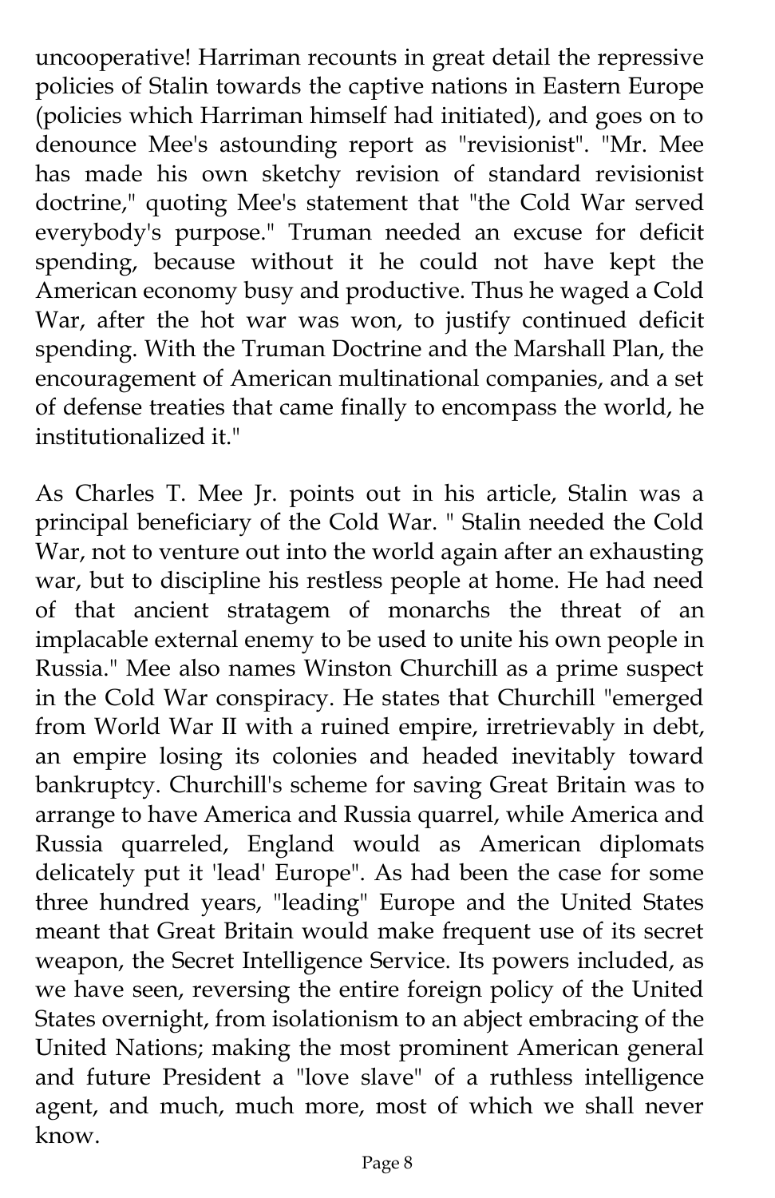uncooperative! Harriman recounts in great detail the repressive policies of Stalin towards the captive nations in Eastern Europe (policies which Harriman himself had initiated), and goes on to denounce Mee's astounding report as "revisionist". "Mr. Mee has made his own sketchy revision of standard revisionist doctrine," quoting Mee's statement that "the Cold War served everybody's purpose." Truman needed an excuse for deficit spending, because without it he could not have kept the American economy busy and productive. Thus he waged a Cold War, after the hot war was won, to justify continued deficit spending. With the Truman Doctrine and the Marshall Plan, the encouragement of American multinational companies, and a set of defense treaties that came finally to encompass the world, he institutionalized it."

As Charles T. Mee Jr. points out in his article, Stalin was a principal beneficiary of the Cold War. " Stalin needed the Cold War, not to venture out into the world again after an exhausting war, but to discipline his restless people at home. He had need of that ancient stratagem of monarchs the threat of an implacable external enemy to be used to unite his own people in Russia." Mee also names Winston Churchill as a prime suspect in the Cold War conspiracy. He states that Churchill "emerged from World War II with a ruined empire, irretrievably in debt, an empire losing its colonies and headed inevitably toward bankruptcy. Churchill's scheme for saving Great Britain was to arrange to have America and Russia quarrel, while America and Russia quarreled, England would as American diplomats delicately put it 'lead' Europe". As had been the case for some three hundred years, "leading" Europe and the United States meant that Great Britain would make frequent use of its secret weapon, the Secret Intelligence Service. Its powers included, as we have seen, reversing the entire foreign policy of the United States overnight, from isolationism to an abject embracing of the United Nations; making the most prominent American general and future President a "love slave" of a ruthless intelligence agent, and much, much more, most of which we shall never know.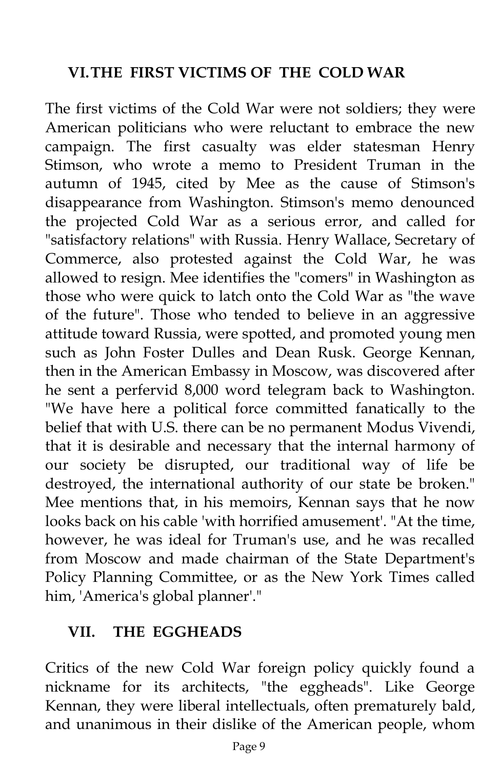## VI. THE FIRST VICTIMS OF THE COLD WAR

The first victims of the Cold War were not soldiers; they were American politicians who were reluctant to embrace the new campaign. The first casualty was elder statesman Henry Stimson, who wrote a memo to President Truman in the autumn of 1945, cited by Mee as the cause of Stimson's disappearance from Washington. Stimson's memo denounced the projected Cold War as a serious error, and called for "satisfactory relations" with Russia. Henry Wallace, Secretary of Commerce, also protested against the Cold War, he was allowed to resign. Mee identifies the "comers" in Washington as those who were quick to latch onto the Cold War as "the wave of the future". Those who tended to believe in an aggressive attitude toward Russia, were spotted, and promoted young men such as John Foster Dulles and Dean Rusk. George Kennan, then in the American Embassy in Moscow, was discovered after he sent a perfervid 8,000 word telegram back to Washington. "We have here a political force committed fanatically to the belief that with U.S. there can be no permanent Modus Vivendi, that it is desirable and necessary that the internal harmony of our society be disrupted, our traditional way of life be destroyed, the international authority of our state be broken." Mee mentions that, in his memoirs, Kennan says that he now looks back on his cable 'with horrified amusement'. "At the time, however, he was ideal for Truman's use, and he was recalled from Moscow and made chairman of the State Department's Policy Planning Committee, or as the New York Times called him, 'America's global planner'."

## VII. THE EGGHEADS

Critics of the new Cold War foreign policy quickly found a nickname for its architects, "the eggheads". Like George Kennan, they were liberal intellectuals, often prematurely bald, and unanimous in their dislike of the American people, whom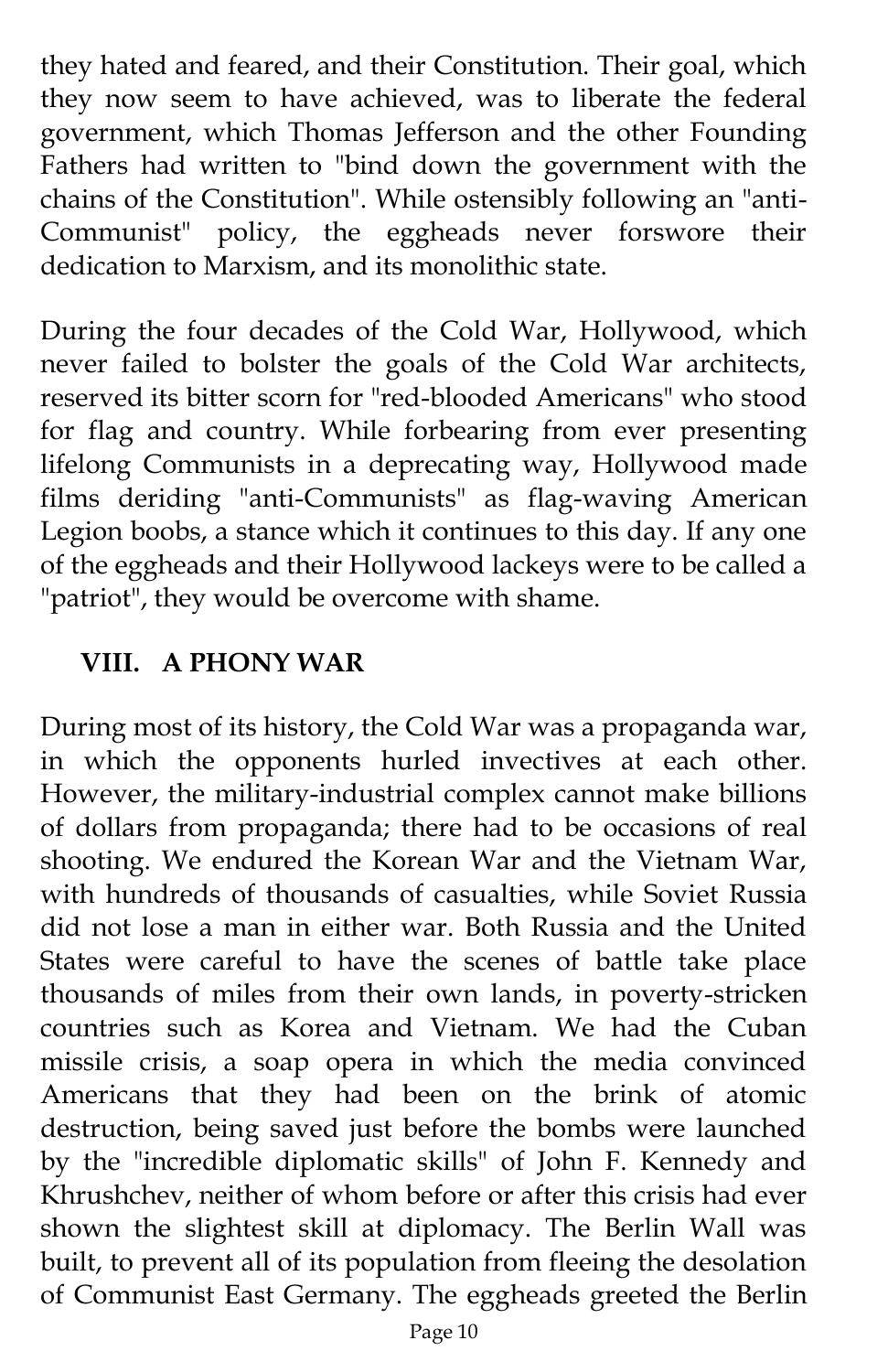they hated and feared, and their Constitution. Their goal, which they now seem to have achieved, was to liberate the federal government, which Thomas Jefferson and the other Founding Fathers had written to "bind down the government with the chains of the Constitution". While ostensibly following an "anti-Communist" policy, the eggheads never forswore their dedication to Marxism, and its monolithic state.

During the four decades of the Cold War, Hollywood, which never failed to bolster the goals of the Cold War architects, reserved its bitter scorn for "red-blooded Americans" who stood for flag and country. While forbearing from ever presenting lifelong Communists in a deprecating way, Hollywood made films deriding "anti-Communists" as flag-waving American Legion boobs, a stance which it continues to this day. If any one of the eggheads and their Hollywood lackeys were to be called a "patriot", they would be overcome with shame.

## VIII. A PHONY WAR

During most of its history, the Cold War was a propaganda war, in which the opponents hurled invectives at each other. However, the military-industrial complex cannot make billions of dollars from propaganda; there had to be occasions of real shooting. We endured the Korean War and the Vietnam War, with hundreds of thousands of casualties, while Soviet Russia did not lose a man in either war. Both Russia and the United States were careful to have the scenes of battle take place thousands of miles from their own lands, in poverty-stricken countries such as Korea and Vietnam. We had the Cuban missile crisis, a soap opera in which the media convinced Americans that they had been on the brink of atomic destruction, being saved just before the bombs were launched by the "incredible diplomatic skills" of John F. Kennedy and Khrushchev, neither of whom before or after this crisis had ever shown the slightest skill at diplomacy. The Berlin Wall was built, to prevent all of its population from fleeing the desolation of Communist East Germany. The eggheads greeted the Berlin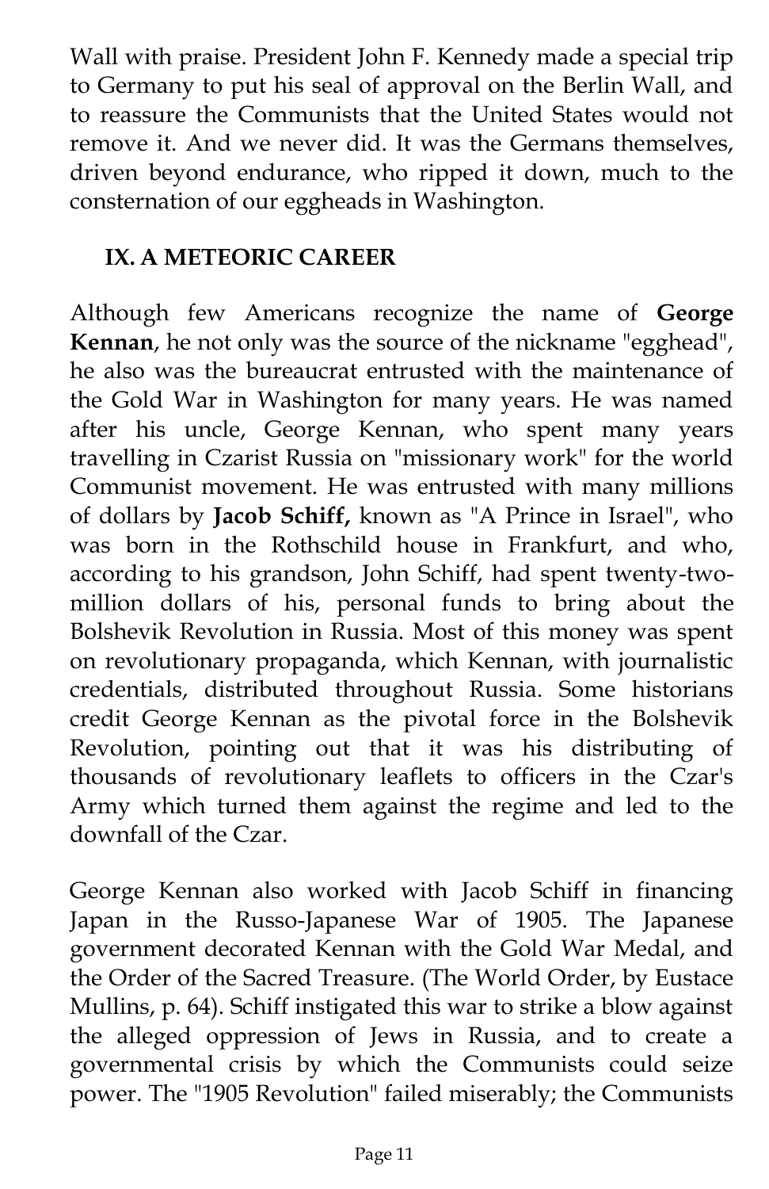Wall with praise. President John F. Kennedy made a special trip to Germany to put his seal of approval on the Berlin Wall, and to reassure the Communists that the United States would not remove it. And we never did. It was the Germans themselves, driven beyond endurance, who ripped it down, much to the consternation of our eggheads in Washington.

## IX. A METEORIC CAREER

Although few Americans recognize the name of **George Kennan**, he not only was the source of the nickname "egghead", he also was the bureaucrat entrusted with the maintenance of the Gold War in Washington for many years. He was named after his uncle, George Kennan, who spent many years travelling in Czarist Russia on "missionary work" for the world Communist movement. He was entrusted with many millions of dollars by **Jacob Schiff,** known as "A Prince in Israel", who was born in the Rothschild house in Frankfurt, and who, according to his grandson, John Schiff, had spent twenty-two-million dollars of his, personal funds to bring about the Bolshevik Revolution in Russia. Most of this money was spent on revolutionary propaganda, which Kennan, with journalistic credentials, distributed throughout Russia. Some historians credit George Kennan as the pivotal force in the Bolshevik Revolution, pointing out that it was his distributing of thousands of revolutionary leaflets to officers in the Czar's Army which turned them against the regime and led to the downfall of the Czar.

George Kennan also worked with Jacob Schiff in financing Japan in the Russo-Japanese War of 1905. The Japanese government decorated Kennan with the Gold War Medal, and the Order of the Sacred Treasure. (The World Order, by Eustace Mullins, p. 64). Schiff instigated this war to strike a blow against the alleged oppression of Jews in Russia, and to create a governmental crisis by which the Communists could seize power. The "1905 Revolution" failed miserably; the Communists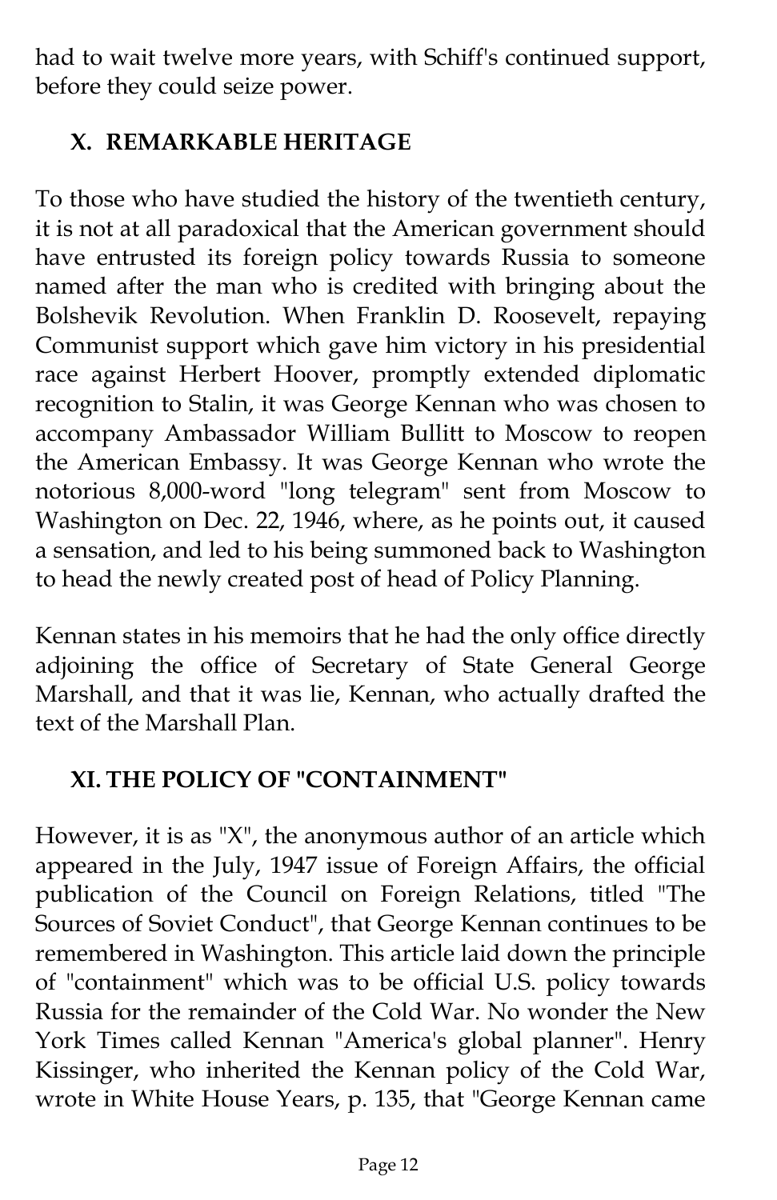had to wait twelve more years, with Schiff's continued support, before they could seize power.

## X. REMARKABLE HERITAGE

To those who have studied the history of the twentieth century, it is not at all paradoxical that the American government should have entrusted its foreign policy towards Russia to someone named after the man who is credited with bringing about the Bolshevik Revolution. When Franklin D. Roosevelt, repaying Communist support which gave him victory in his presidential race against Herbert Hoover, promptly extended diplomatic recognition to Stalin, it was George Kennan who was chosen to accompany Ambassador William Bullitt to Moscow to reopen the American Embassy. It was George Kennan who wrote the notorious 8,000-word "long telegram" sent from Moscow to Washington on Dec. 22, 1946, where, as he points out, it caused a sensation, and led to his being summoned back to Washington to head the newly created post of head of Policy Planning.

Kennan states in his memoirs that he had the only office directly adjoining the office of Secretary of State General George Marshall, and that it was lie, Kennan, who actually drafted the text of the Marshall Plan.

## XI. THE POLICY OF "CONTAINMENT"

However, it is as "X", the anonymous author of an article which appeared in the July, 1947 issue of Foreign Affairs, the official publication of the Council on Foreign Relations, titled "The Sources of Soviet Conduct", that George Kennan continues to be remembered in Washington. This article laid down the principle of "containment" which was to be official U.S. policy towards Russia for the remainder of the Cold War. No wonder the New York Times called Kennan "America's global planner". Henry Kissinger, who inherited the Kennan policy of the Cold War, wrote in White House Years, p. 135, that "George Kennan came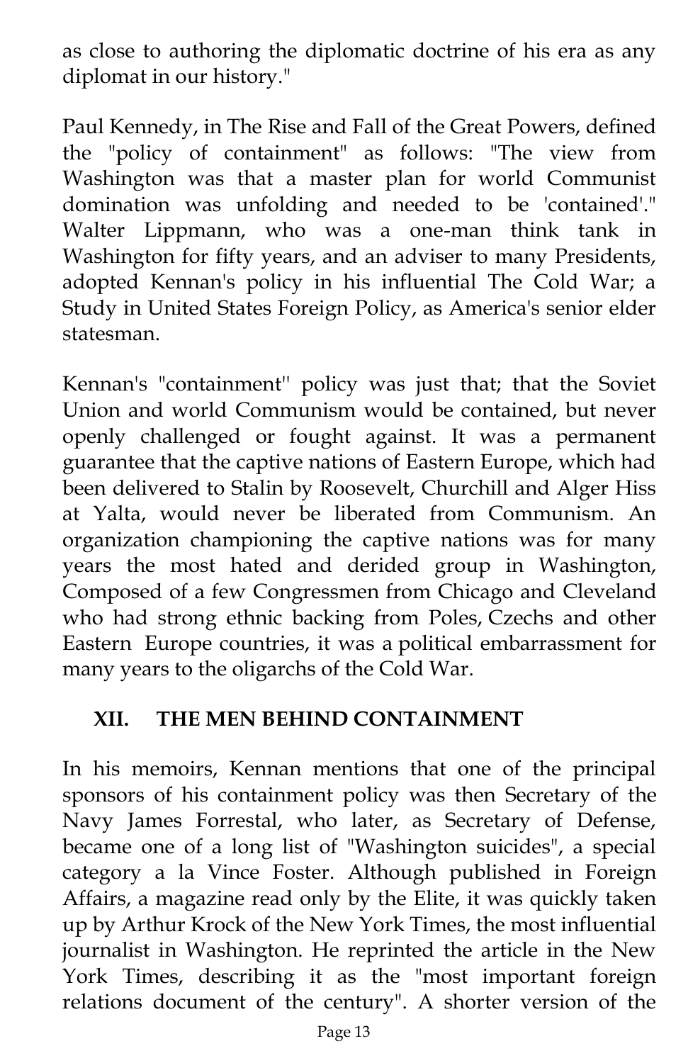as close to authoring the diplomatic doctrine of his era as any diplomat in our history."

Paul Kennedy, in The Rise and Fall of the Great Powers, defined the "policy of containment" as follows: "The view from Washington was that a master plan for world Communist domination was unfolding and needed to be 'contained'." Walter Lippmann, who was a one-man think tank in Washington for fifty years, and an adviser to many Presidents, adopted Kennan's policy in his influential The Cold War; a Study in United States Foreign Policy, as America's senior elder statesman.

Kennan's "containment" policy was just that; that the Soviet Union and world Communism would be contained, but never openly challenged or fought against. It was a permanent guarantee that the captive nations of Eastern Europe, which had been delivered to Stalin by Roosevelt, Churchill and Alger Hiss at Yalta, would never be liberated from Communism. An organization championing the captive nations was for many years the most hated and derided group in Washington, Composed of a few Congressmen from Chicago and Cleveland who had strong ethnic backing from Poles, Czechs and other Eastern Europe countries, it was a political embarrassment for many years to the oligarchs of the Cold War.

## XII. THE MEN BEHIND CONTAINMENT

In his memoirs, Kennan mentions that one of the principal sponsors of his containment policy was then Secretary of the Navy James Forrestal, who later, as Secretary of Defense, became one of a long list of "Washington suicides", a special category a la Vince Foster. Although published in Foreign Affairs, a magazine read only by the Elite, it was quickly taken up by Arthur Krock of the New York Times, the most influential journalist in Washington. He reprinted the article in the New York Times, describing it as the "most important foreign relations document of the century". A shorter version of the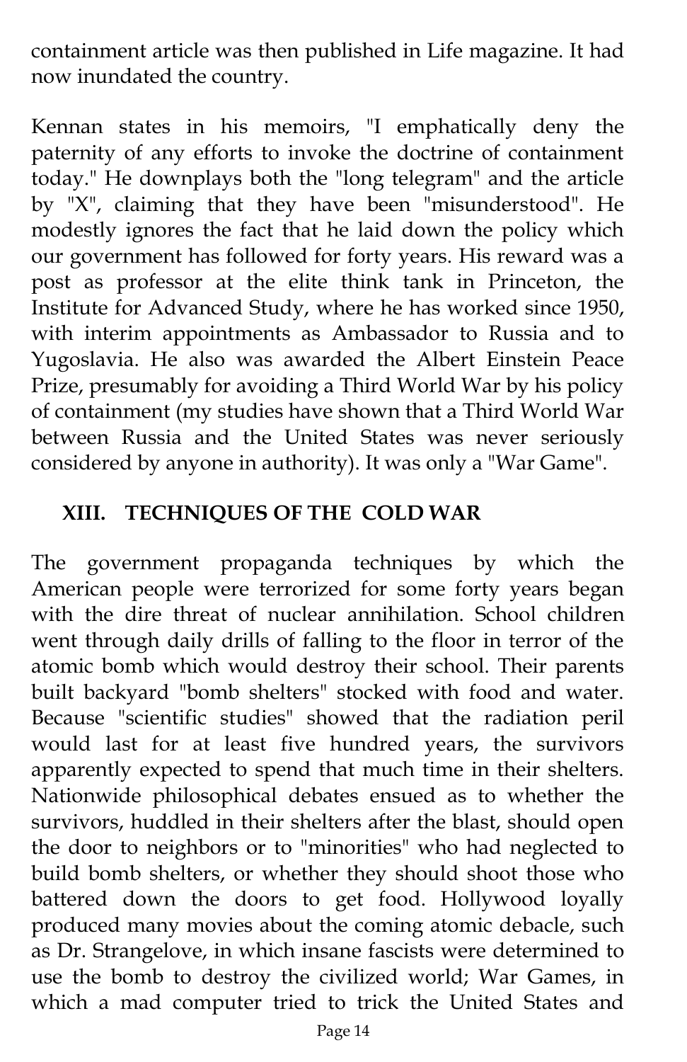containment article was then published in Life magazine. It had now inundated the country.

Kennan states in his memoirs, "I emphatically deny the paternity of any efforts to invoke the doctrine of containment today." He downplays both the "long telegram" and the article by "X", claiming that they have been "misunderstood". He modestly ignores the fact that he laid down the policy which our government has followed for forty years. His reward was a post as professor at the elite think tank in Princeton, the Institute for Advanced Study, where he has worked since 1950, with interim appointments as Ambassador to Russia and to Yugoslavia. He also was awarded the Albert Einstein Peace Prize, presumably for avoiding a Third World War by his policy of containment (my studies have shown that a Third World War between Russia and the United States was never seriously considered by anyone in authority). It was only a "War Game".

## XIII. TECHNIQUES OF THE COLD WAR

The government propaganda techniques by which the American people were terrorized for some forty years began with the dire threat of nuclear annihilation. School children went through daily drills of falling to the floor in terror of the atomic bomb which would destroy their school. Their parents built backyard "bomb shelters" stocked with food and water. Because "scientific studies" showed that the radiation peril would last for at least five hundred years, the survivors apparently expected to spend that much time in their shelters. Nationwide philosophical debates ensued as to whether the survivors, huddled in their shelters after the blast, should open the door to neighbors or to "minorities" who had neglected to build bomb shelters, or whether they should shoot those who battered down the doors to get food. Hollywood loyally produced many movies about the coming atomic debacle, such as Dr. Strangelove, in which insane fascists were determined to use the bomb to destroy the civilized world; War Games, in which a mad computer tried to trick the United States and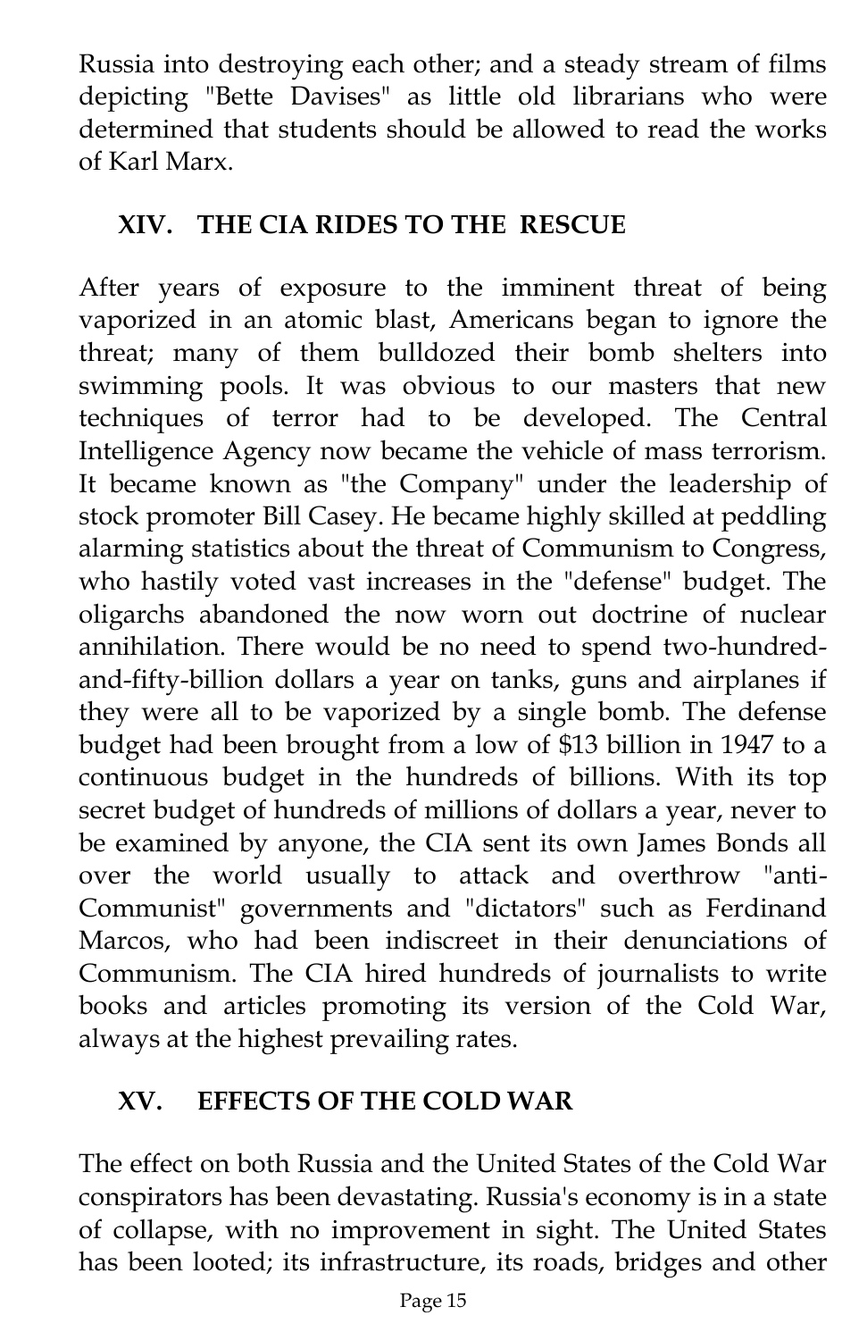Russia into destroying each other; and a steady stream of films depicting "Bette Davises" as little old librarians who were determined that students should be allowed to read the works of Karl Marx.

## XIV. THE CIA RIDES TO THE RESCUE

After years of exposure to the imminent threat of being vaporized in an atomic blast, Americans began to ignore the threat; many of them bulldozed their bomb shelters into swimming pools. It was obvious to our masters that new techniques of terror had to be developed. The Central Intelligence Agency now became the vehicle of mass terrorism. It became known as "the Company" under the leadership of stock promoter Bill Casey. He became highly skilled at peddling alarming statistics about the threat of Communism to Congress, who hastily voted vast increases in the "defense" budget. The oligarchs abandoned the now worn out doctrine of nuclear annihilation. There would be no need to spend two-hundred-and-fifty-billion dollars a year on tanks, guns and airplanes if they were all to be vaporized by a single bomb. The defense budget had been brought from a low of $13 billion in 1947 to a continuous budget in the hundreds of billions. With its top secret budget of hundreds of millions of dollars a year, never to be examined by anyone, the CIA sent its own James Bonds all over the world usually to attack and overthrow "anti-Communist" governments and "dictators" such as Ferdinand Marcos, who had been indiscreet in their denunciations of Communism. The CIA hired hundreds of journalists to write books and articles promoting its version of the Cold War, always at the highest prevailing rates.

## XV. EFFECTS OF THE COLD WAR

The effect on both Russia and the United States of the Cold War conspirators has been devastating. Russia's economy is in a state of collapse, with no improvement in sight. The United States has been looted; its infrastructure, its roads, bridges and other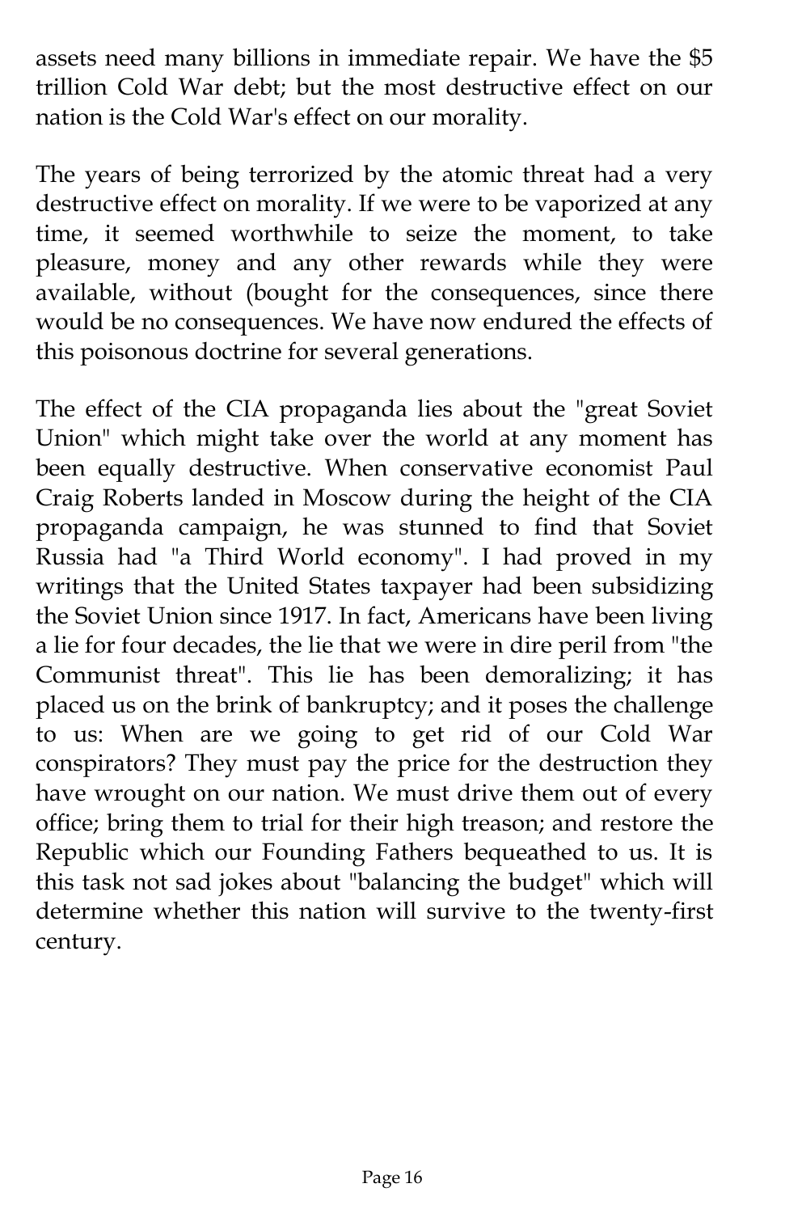assets need many billions in immediate repair. We have the $5 trillion Cold War debt; but the most destructive effect on our nation is the Cold War's effect on our morality.

The years of being terrorized by the atomic threat had a very destructive effect on morality. If we were to be vaporized at any time, it seemed worthwhile to seize the moment, to take pleasure, money and any other rewards while they were available, without (bought for the consequences, since there would be no consequences. We have now endured the effects of this poisonous doctrine for several generations.

The effect of the CIA propaganda lies about the "great Soviet Union" which might take over the world at any moment has been equally destructive. When conservative economist Paul Craig Roberts landed in Moscow during the height of the CIA propaganda campaign, he was stunned to find that Soviet Russia had "a Third World economy". I had proved in my writings that the United States taxpayer had been subsidizing the Soviet Union since 1917. In fact, Americans have been living a lie for four decades, the lie that we were in dire peril from "the Communist threat". This lie has been demoralizing; it has placed us on the brink of bankruptcy; and it poses the challenge to us: When are we going to get rid of our Cold War conspirators? They must pay the price for the destruction they have wrought on our nation. We must drive them out of every office; bring them to trial for their high treason; and restore the Republic which our Founding Fathers bequeathed to us. It is this task not sad jokes about "balancing the budget" which will determine whether this nation will survive to the twenty-first century.